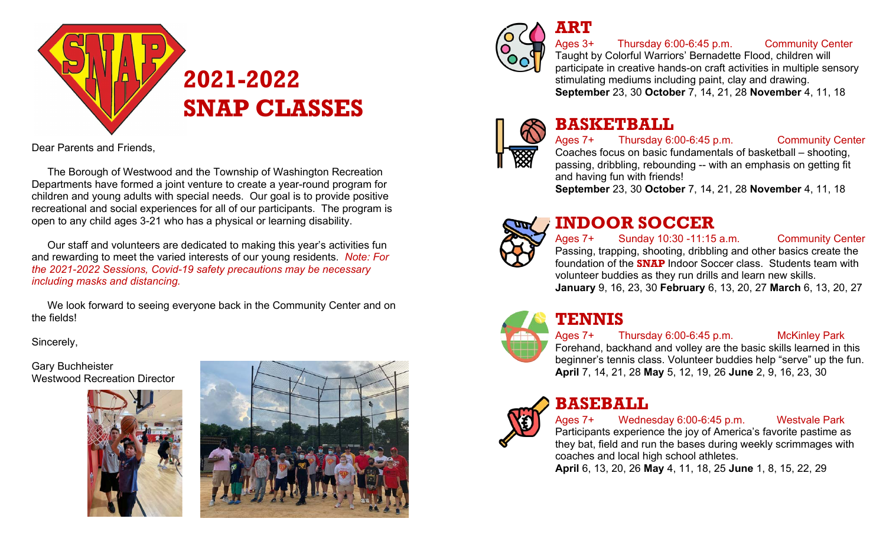# 2021-2022 SNAP CLASSES

Dear Parents and Friends,

The Borough of Westwood and the Township of Washington Recreation Departments have formed a joint venture to create a year-round program for children and young adults with special needs. Our goal is to provide positive recreational and social experiences for all of our participants. The program is open to any child ages 3-21 who has a physical or learning disability.

Our staff and volunteers are dedicated to making this year's activities fun and rewarding to meet the varied interests of our young residents. *Note: For the 2021-2022 Sessions, Covid-19 safety precautions may be necessary including masks and distancing.*

We look forward to seeing everyone back in the Community Center and on the fields!

Sincerely,

Gary Buchheister
Westwood Recreation Director

## ART

Ages 3+ Thursday 6:00-6:45 p.m. Community Center

Taught by Colorful Warriors' Bernadette Flood, children will participate in creative hands-on craft activities in multiple sensory stimulating mediums including paint, clay and drawing.

**September** 23, 30 **October** 7, 14, 21, 28 **November** 4, 11, 18

## BASKETBALL

Ages 7+ Thursday 6:00-6:45 p.m. Community Center

Coaches focus on basic fundamentals of basketball – shooting, passing, dribbling, rebounding -- with an emphasis on getting fit and having fun with friends!

**September** 23, 30 **October** 7, 14, 21, 28 **November** 4, 11, 18

## INDOOR SOCCER

Ages 7+ Sunday 10:30 -11:15 a.m. Community Center

Passing, trapping, shooting, dribbling and other basics create the foundation of the **SNAP** Indoor Soccer class. Students team with volunteer buddies as they run drills and learn new skills.

**January** 9, 16, 23, 30 **February** 6, 13, 20, 27 **March** 6, 13, 20, 27

## TENNIS

Ages 7+ Thursday 6:00-6:45 p.m. McKinley Park

Forehand, backhand and volley are the basic skills learned in this beginner's tennis class. Volunteer buddies help "serve" up the fun.

**April** 7, 14, 21, 28 **May** 5, 12, 19, 26 **June** 2, 9, 16, 23, 30

## BASEBALL

Ages 7+ Wednesday 6:00-6:45 p.m. Westvale Park

Participants experience the joy of America's favorite pastime as they bat, field and run the bases during weekly scrimmages with coaches and local high school athletes.

**April** 6, 13, 20, 26 **May** 4, 11, 18, 25 **June** 1, 8, 15, 22, 29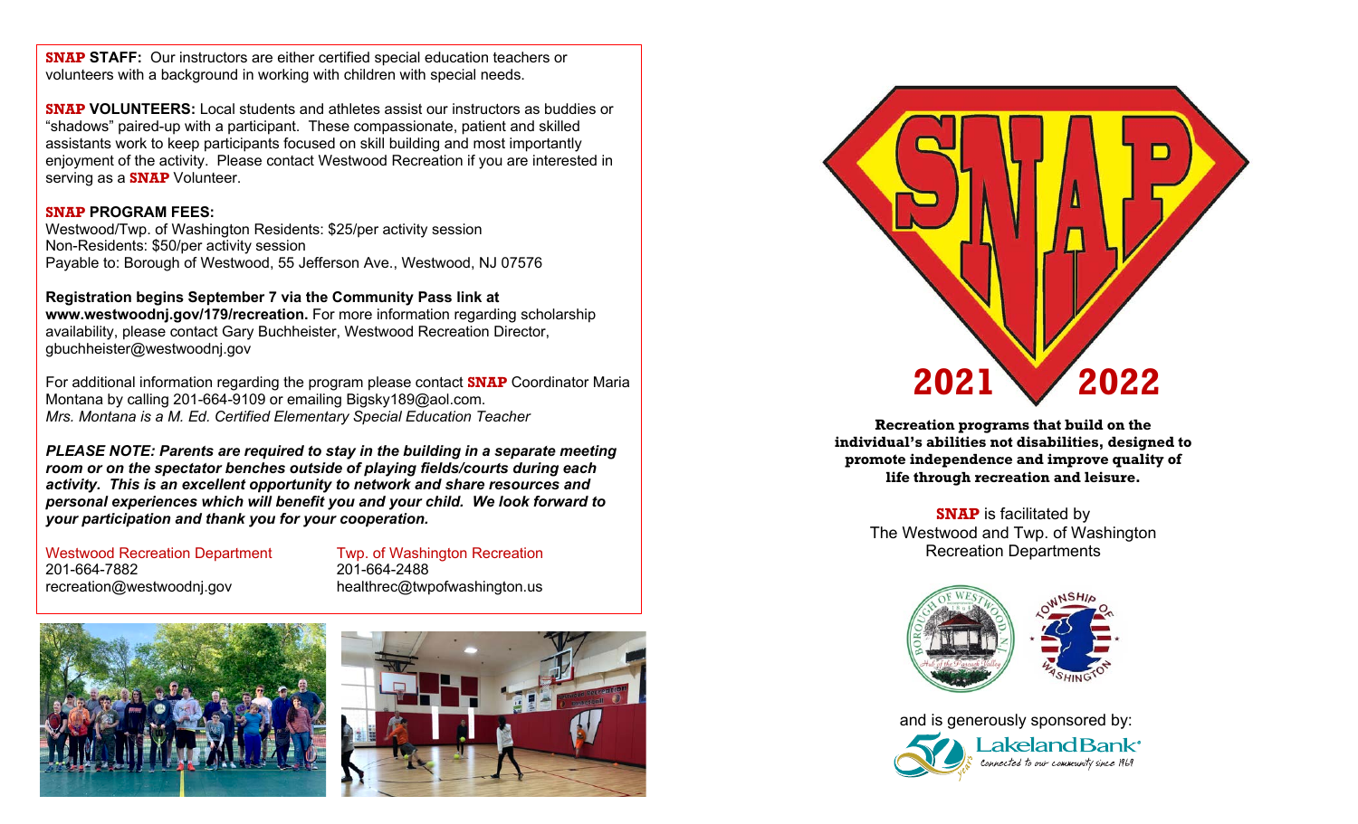**SNAP STAFF:** Our instructors are either certified special education teachers or volunteers with a background in working with children with special needs.

**SNAP VOLUNTEERS:** Local students and athletes assist our instructors as buddies or "shadows" paired-up with a participant. These compassionate, patient and skilled assistants work to keep participants focused on skill building and most importantly enjoyment of the activity. Please contact Westwood Recreation if you are interested in serving as a **SNAP** Volunteer.

**SNAP PROGRAM FEES:**
Westwood/Twp. of Washington Residents: $25/per activity session
Non-Residents: $50/per activity session
Payable to: Borough of Westwood, 55 Jefferson Ave., Westwood, NJ 07576

**Registration begins September 7 via the Community Pass link at www.westwoodnj.gov/179/recreation.** For more information regarding scholarship availability, please contact Gary Buchheister, Westwood Recreation Director, gbuchheister@westwoodnj.gov

For additional information regarding the program please contact **SNAP** Coordinator Maria Montana by calling 201-664-9109 or emailing Bigsky189@aol.com.
*Mrs. Montana is a M. Ed. Certified Elementary Special Education Teacher*

***PLEASE NOTE: Parents are required to stay in the building in a separate meeting room or on the spectator benches outside of playing fields/courts during each activity. This is an excellent opportunity to network and share resources and personal experiences which will benefit you and your child. We look forward to your participation and thank you for your cooperation.***

Westwood Recreation Department
201-664-7882
recreation@westwoodnj.gov

Twp. of Washington Recreation
201-664-2488
healthrec@twpofwashington.us

# SNAP

## 2021 2022

**Recreation programs that build on the individual's abilities not disabilities, designed to promote independence and improve quality of life through recreation and leisure.**

**SNAP** is facilitated by
The Westwood and Twp. of Washington
Recreation Departments

and is generously sponsored by:

Lakeland Bank
Connected to our community since 1969